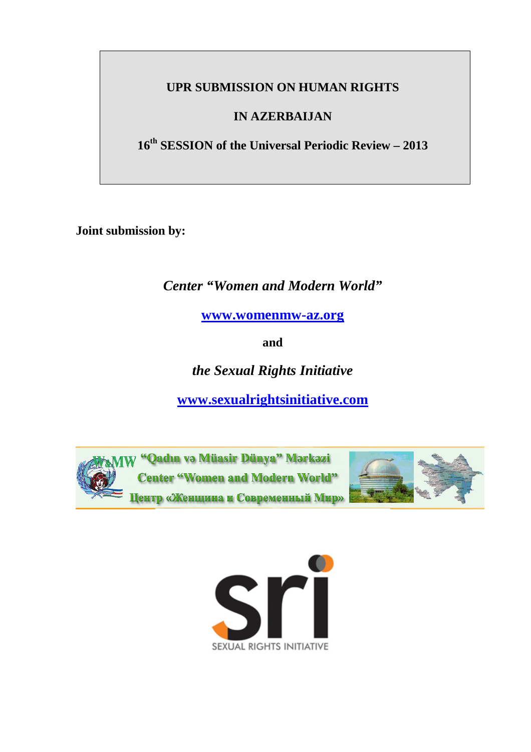**UPR SUBMISSION ON HUMAN RIGHTS**

**IN AZERBAIJAN**

**16th SESSION of the Universal Periodic Review – 2013**

**Joint submission by:**

***Center "Women and Modern World"***

**[www.womenmw-az.org](http://www.womenmw-az.org)**

**and**

***the Sexual Rights Initiative***

**[www.sexualrightsinitiative.com](http://www.sexualrightsinitiative.com)**

WaMW "Qadın və Müasir Dünya" Mərkəzi

Center "Women and Modern World"

Центр «Женщина и Современный Мир»

SEXUAL RIGHTS INITIATIVE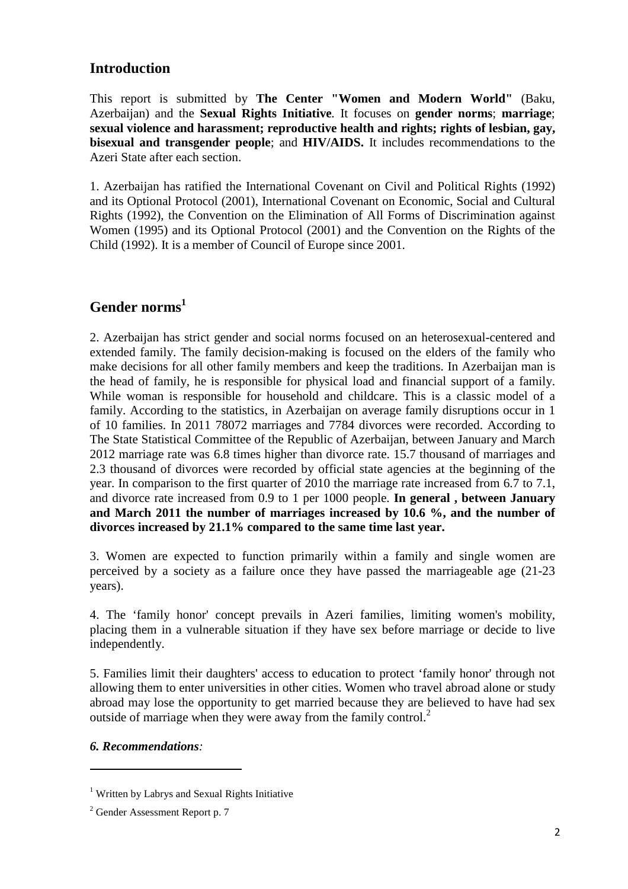## Introduction

This report is submitted by **The Center "Women and Modern World"** (Baku, Azerbaijan) and the **Sexual Rights Initiative**. It focuses on **gender norms**; **marriage**; **sexual violence and harassment; reproductive health and rights; rights of lesbian, gay, bisexual and transgender people**; and **HIV/AIDS.** It includes recommendations to the Azeri State after each section.

1. Azerbaijan has ratified the International Covenant on Civil and Political Rights (1992) and its Optional Protocol (2001), International Covenant on Economic, Social and Cultural Rights (1992), the Convention on the Elimination of All Forms of Discrimination against Women (1995) and its Optional Protocol (2001) and the Convention on the Rights of the Child (1992). It is a member of Council of Europe since 2001.

## Gender norms[1]

2. Azerbaijan has strict gender and social norms focused on an heterosexual-centered and extended family. The family decision-making is focused on the elders of the family who make decisions for all other family members and keep the traditions. In Azerbaijan man is the head of family, he is responsible for physical load and financial support of a family. While woman is responsible for household and childcare. This is a classic model of a family. According to the statistics, in Azerbaijan on average family disruptions occur in 1 of 10 families. In 2011 78072 marriages and 7784 divorces were recorded. According to The State Statistical Committee of the Republic of Azerbaijan, between January and March 2012 marriage rate was 6.8 times higher than divorce rate. 15.7 thousand of marriages and 2.3 thousand of divorces were recorded by official state agencies at the beginning of the year. In comparison to the first quarter of 2010 the marriage rate increased from 6.7 to 7.1, and divorce rate increased from 0.9 to 1 per 1000 people. **In general , between January and March 2011 the number of marriages increased by 10.6 %, and the number of divorces increased by 21.1% compared to the same time last year.**

3. Women are expected to function primarily within a family and single women are perceived by a society as a failure once they have passed the marriageable age (21-23 years).

4. The 'family honor' concept prevails in Azeri families, limiting women's mobility, placing them in a vulnerable situation if they have sex before marriage or decide to live independently.

5. Families limit their daughters' access to education to protect 'family honor' through not allowing them to enter universities in other cities. Women who travel abroad alone or study abroad may lose the opportunity to get married because they are believed to have had sex outside of marriage when they were away from the family control.[2]

***6. Recommendations:***

---

[1] Written by Labrys and Sexual Rights Initiative

[2] Gender Assessment Report p. 7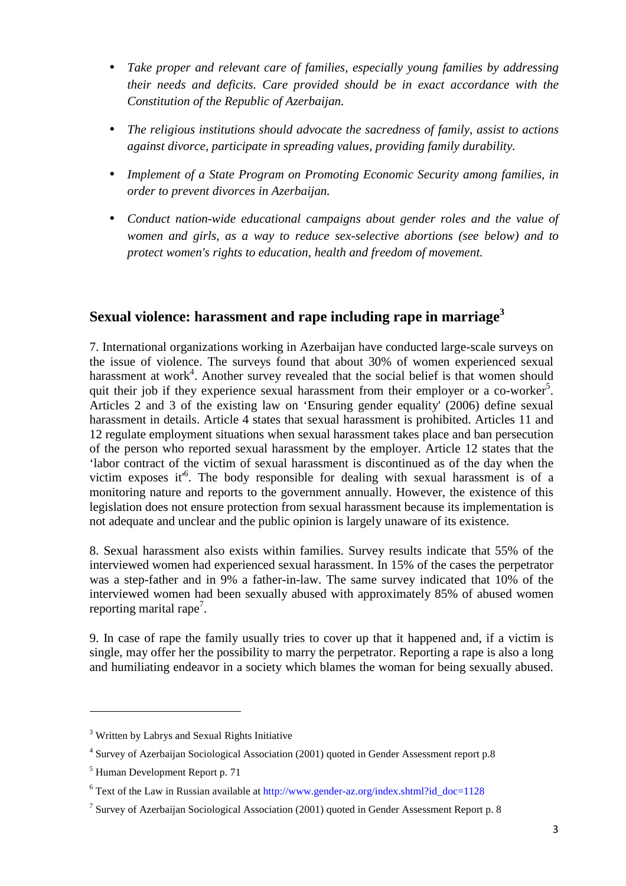- *Take proper and relevant care of families, especially young families by addressing their needs and deficits. Care provided should be in exact accordance with the Constitution of the Republic of Azerbaijan.*

- *The religious institutions should advocate the sacredness of family, assist to actions against divorce, participate in spreading values, providing family durability.*

- *Implement of a State Program on Promoting Economic Security among families, in order to prevent divorces in Azerbaijan.*

- *Conduct nation-wide educational campaigns about gender roles and the value of women and girls, as a way to reduce sex-selective abortions (see below) and to protect women's rights to education, health and freedom of movement.*

## Sexual violence: harassment and rape including rape in marriage[3]

7. International organizations working in Azerbaijan have conducted large-scale surveys on the issue of violence. The surveys found that about 30% of women experienced sexual harassment at work[4]. Another survey revealed that the social belief is that women should quit their job if they experience sexual harassment from their employer or a co-worker[5]. Articles 2 and 3 of the existing law on 'Ensuring gender equality' (2006) define sexual harassment in details. Article 4 states that sexual harassment is prohibited. Articles 11 and 12 regulate employment situations when sexual harassment takes place and ban persecution of the person who reported sexual harassment by the employer. Article 12 states that the 'labor contract of the victim of sexual harassment is discontinued as of the day when the victim exposes it'[6]. The body responsible for dealing with sexual harassment is of a monitoring nature and reports to the government annually. However, the existence of this legislation does not ensure protection from sexual harassment because its implementation is not adequate and unclear and the public opinion is largely unaware of its existence.

8. Sexual harassment also exists within families. Survey results indicate that 55% of the interviewed women had experienced sexual harassment. In 15% of the cases the perpetrator was a step-father and in 9% a father-in-law. The same survey indicated that 10% of the interviewed women had been sexually abused with approximately 85% of abused women reporting marital rape[7].

9. In case of rape the family usually tries to cover up that it happened and, if a victim is single, may offer her the possibility to marry the perpetrator. Reporting a rape is also a long and humiliating endeavor in a society which blames the woman for being sexually abused.

---

[3] Written by Labrys and Sexual Rights Initiative

[4] Survey of Azerbaijan Sociological Association (2001) quoted in Gender Assessment report p.8

[5] Human Development Report p. 71

[6] Text of the Law in Russian available at http://www.gender-az.org/index.shtml?id_doc=1128

[7] Survey of Azerbaijan Sociological Association (2001) quoted in Gender Assessment Report p. 8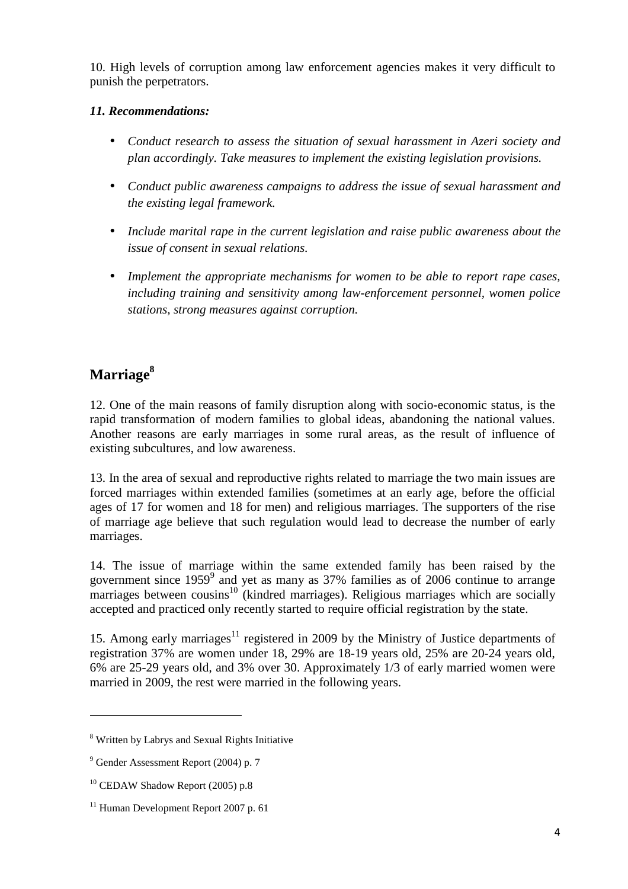10. High levels of corruption among law enforcement agencies makes it very difficult to punish the perpetrators.

***11. Recommendations:***

- *Conduct research to assess the situation of sexual harassment in Azeri society and plan accordingly. Take measures to implement the existing legislation provisions.*
- *Conduct public awareness campaigns to address the issue of sexual harassment and the existing legal framework.*
- *Include marital rape in the current legislation and raise public awareness about the issue of consent in sexual relations.*
- *Implement the appropriate mechanisms for women to be able to report rape cases, including training and sensitivity among law-enforcement personnel, women police stations, strong measures against corruption.*

## Marriage[8]

12. One of the main reasons of family disruption along with socio-economic status, is the rapid transformation of modern families to global ideas, abandoning the national values. Another reasons are early marriages in some rural areas, as the result of influence of existing subcultures, and low awareness.

13. In the area of sexual and reproductive rights related to marriage the two main issues are forced marriages within extended families (sometimes at an early age, before the official ages of 17 for women and 18 for men) and religious marriages. The supporters of the rise of marriage age believe that such regulation would lead to decrease the number of early marriages.

14. The issue of marriage within the same extended family has been raised by the government since 1959[9] and yet as many as 37% families as of 2006 continue to arrange marriages between cousins[10] (kindred marriages). Religious marriages which are socially accepted and practiced only recently started to require official registration by the state.

15. Among early marriages[11] registered in 2009 by the Ministry of Justice departments of registration 37% are women under 18, 29% are 18-19 years old, 25% are 20-24 years old, 6% are 25-29 years old, and 3% over 30. Approximately 1/3 of early married women were married in 2009, the rest were married in the following years.

---

[8] Written by Labrys and Sexual Rights Initiative

[9] Gender Assessment Report (2004) p. 7

[10] CEDAW Shadow Report (2005) p.8

[11] Human Development Report 2007 p. 61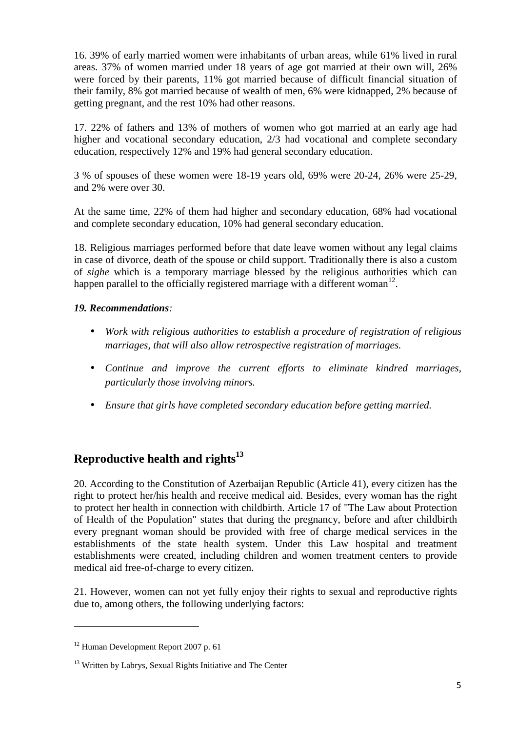16. 39% of early married women were inhabitants of urban areas, while 61% lived in rural areas. 37% of women married under 18 years of age got married at their own will, 26% were forced by their parents, 11% got married because of difficult financial situation of their family, 8% got married because of wealth of men, 6% were kidnapped, 2% because of getting pregnant, and the rest 10% had other reasons.

17. 22% of fathers and 13% of mothers of women who got married at an early age had higher and vocational secondary education, 2/3 had vocational and complete secondary education, respectively 12% and 19% had general secondary education.

3 % of spouses of these women were 18-19 years old, 69% were 20-24, 26% were 25-29, and 2% were over 30.

At the same time, 22% of them had higher and secondary education, 68% had vocational and complete secondary education, 10% had general secondary education.

18. Religious marriages performed before that date leave women without any legal claims in case of divorce, death of the spouse or child support. Traditionally there is also a custom of *sighe* which is a temporary marriage blessed by the religious authorities which can happen parallel to the officially registered marriage with a different woman[12].

***19. Recommendations**:*

- *Work with religious authorities to establish a procedure of registration of religious marriages, that will also allow retrospective registration of marriages.*
- *Continue and improve the current efforts to eliminate kindred marriages, particularly those involving minors.*
- *Ensure that girls have completed secondary education before getting married.*

## Reproductive health and rights[13]

20. According to the Constitution of Azerbaijan Republic (Article 41), every citizen has the right to protect her/his health and receive medical aid. Besides, every woman has the right to protect her health in connection with childbirth. Article 17 of "The Law about Protection of Health of the Population" states that during the pregnancy, before and after childbirth every pregnant woman should be provided with free of charge medical services in the establishments of the state health system. Under this Law hospital and treatment establishments were created, including children and women treatment centers to provide medical aid free-of-charge to every citizen.

21. However, women can not yet fully enjoy their rights to sexual and reproductive rights due to, among others, the following underlying factors:

---

[12] Human Development Report 2007 p. 61

[13] Written by Labrys, Sexual Rights Initiative and The Center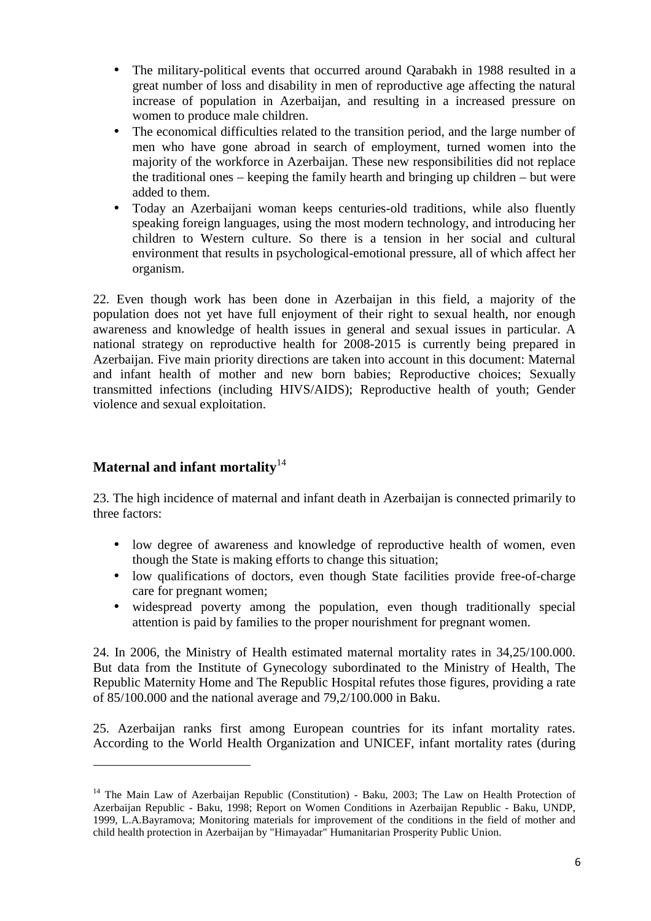- The military-political events that occurred around Qarabakh in 1988 resulted in a great number of loss and disability in men of reproductive age affecting the natural increase of population in Azerbaijan, and resulting in a increased pressure on women to produce male children.
- The economical difficulties related to the transition period, and the large number of men who have gone abroad in search of employment, turned women into the majority of the workforce in Azerbaijan. These new responsibilities did not replace the traditional ones – keeping the family hearth and bringing up children – but were added to them.
- Today an Azerbaijani woman keeps centuries-old traditions, while also fluently speaking foreign languages, using the most modern technology, and introducing her children to Western culture. So there is a tension in her social and cultural environment that results in psychological-emotional pressure, all of which affect her organism.

22. Even though work has been done in Azerbaijan in this field, a majority of the population does not yet have full enjoyment of their right to sexual health, nor enough awareness and knowledge of health issues in general and sexual issues in particular. A national strategy on reproductive health for 2008-2015 is currently being prepared in Azerbaijan. Five main priority directions are taken into account in this document: Maternal and infant health of mother and new born babies; Reproductive choices; Sexually transmitted infections (including HIVS/AIDS); Reproductive health of youth; Gender violence and sexual exploitation.

## Maternal and infant mortality[14]

23. The high incidence of maternal and infant death in Azerbaijan is connected primarily to three factors:

- low degree of awareness and knowledge of reproductive health of women, even though the State is making efforts to change this situation;
- low qualifications of doctors, even though State facilities provide free-of-charge care for pregnant women;
- widespread poverty among the population, even though traditionally special attention is paid by families to the proper nourishment for pregnant women.

24. In 2006, the Ministry of Health estimated maternal mortality rates in 34,25/100.000. But data from the Institute of Gynecology subordinated to the Ministry of Health, The Republic Maternity Home and The Republic Hospital refutes those figures, providing a rate of 85/100.000 and the national average and 79,2/100.000 in Baku.

25. Azerbaijan ranks first among European countries for its infant mortality rates. According to the World Health Organization and UNICEF, infant mortality rates (during

---

[14] The Main Law of Azerbaijan Republic (Constitution) - Baku, 2003; The Law on Health Protection of Azerbaijan Republic - Baku, 1998; Report on Women Conditions in Azerbaijan Republic - Baku, UNDP, 1999, L.A.Bayramova; Monitoring materials for improvement of the conditions in the field of mother and child health protection in Azerbaijan by "Himayadar" Humanitarian Prosperity Public Union.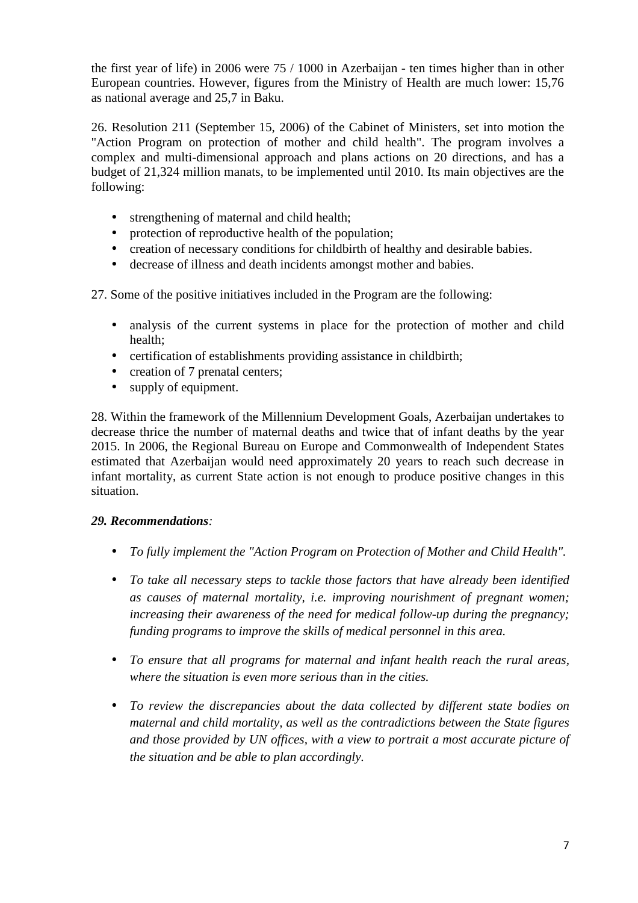the first year of life) in 2006 were 75 / 1000 in Azerbaijan - ten times higher than in other European countries. However, figures from the Ministry of Health are much lower: 15,76 as national average and 25,7 in Baku.

26. Resolution 211 (September 15, 2006) of the Cabinet of Ministers, set into motion the "Action Program on protection of mother and child health". The program involves a complex and multi-dimensional approach and plans actions on 20 directions, and has a budget of 21,324 million manats, to be implemented until 2010. Its main objectives are the following:

- strengthening of maternal and child health;
- protection of reproductive health of the population;
- creation of necessary conditions for childbirth of healthy and desirable babies.
- decrease of illness and death incidents amongst mother and babies.

27. Some of the positive initiatives included in the Program are the following:

- analysis of the current systems in place for the protection of mother and child health;
- certification of establishments providing assistance in childbirth;
- creation of 7 prenatal centers;
- supply of equipment.

28. Within the framework of the Millennium Development Goals, Azerbaijan undertakes to decrease thrice the number of maternal deaths and twice that of infant deaths by the year 2015. In 2006, the Regional Bureau on Europe and Commonwealth of Independent States estimated that Azerbaijan would need approximately 20 years to reach such decrease in infant mortality, as current State action is not enough to produce positive changes in this situation.

***29. Recommendations:***

- *To fully implement the "Action Program on Protection of Mother and Child Health".*
- *To take all necessary steps to tackle those factors that have already been identified as causes of maternal mortality, i.e. improving nourishment of pregnant women; increasing their awareness of the need for medical follow-up during the pregnancy; funding programs to improve the skills of medical personnel in this area.*
- *To ensure that all programs for maternal and infant health reach the rural areas, where the situation is even more serious than in the cities.*
- *To review the discrepancies about the data collected by different state bodies on maternal and child mortality, as well as the contradictions between the State figures and those provided by UN offices, with a view to portrait a most accurate picture of the situation and be able to plan accordingly.*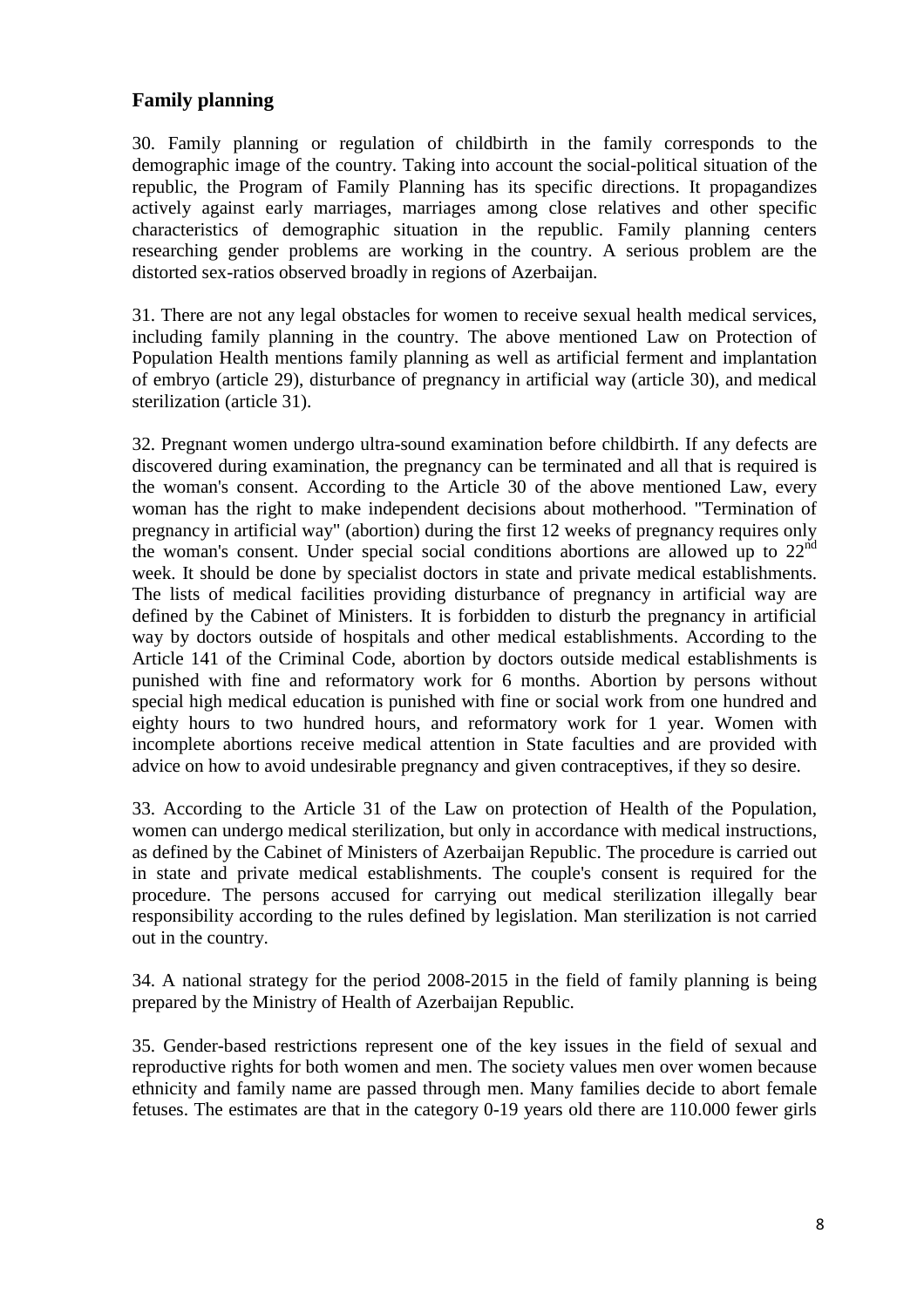## Family planning

30. Family planning or regulation of childbirth in the family corresponds to the demographic image of the country. Taking into account the social-political situation of the republic, the Program of Family Planning has its specific directions. It propagandizes actively against early marriages, marriages among close relatives and other specific characteristics of demographic situation in the republic. Family planning centers researching gender problems are working in the country. A serious problem are the distorted sex-ratios observed broadly in regions of Azerbaijan.

31. There are not any legal obstacles for women to receive sexual health medical services, including family planning in the country. The above mentioned Law on Protection of Population Health mentions family planning as well as artificial ferment and implantation of embryo (article 29), disturbance of pregnancy in artificial way (article 30), and medical sterilization (article 31).

32. Pregnant women undergo ultra-sound examination before childbirth. If any defects are discovered during examination, the pregnancy can be terminated and all that is required is the woman's consent. According to the Article 30 of the above mentioned Law, every woman has the right to make independent decisions about motherhood. "Termination of pregnancy in artificial way" (abortion) during the first 12 weeks of pregnancy requires only the woman's consent. Under special social conditions abortions are allowed up to 22nd week. It should be done by specialist doctors in state and private medical establishments. The lists of medical facilities providing disturbance of pregnancy in artificial way are defined by the Cabinet of Ministers. It is forbidden to disturb the pregnancy in artificial way by doctors outside of hospitals and other medical establishments. According to the Article 141 of the Criminal Code, abortion by doctors outside medical establishments is punished with fine and reformatory work for 6 months. Abortion by persons without special high medical education is punished with fine or social work from one hundred and eighty hours to two hundred hours, and reformatory work for 1 year. Women with incomplete abortions receive medical attention in State faculties and are provided with advice on how to avoid undesirable pregnancy and given contraceptives, if they so desire.

33. According to the Article 31 of the Law on protection of Health of the Population, women can undergo medical sterilization, but only in accordance with medical instructions, as defined by the Cabinet of Ministers of Azerbaijan Republic. The procedure is carried out in state and private medical establishments. The couple's consent is required for the procedure. The persons accused for carrying out medical sterilization illegally bear responsibility according to the rules defined by legislation. Man sterilization is not carried out in the country.

34. A national strategy for the period 2008-2015 in the field of family planning is being prepared by the Ministry of Health of Azerbaijan Republic.

35. Gender-based restrictions represent one of the key issues in the field of sexual and reproductive rights for both women and men. The society values men over women because ethnicity and family name are passed through men. Many families decide to abort female fetuses. The estimates are that in the category 0-19 years old there are 110.000 fewer girls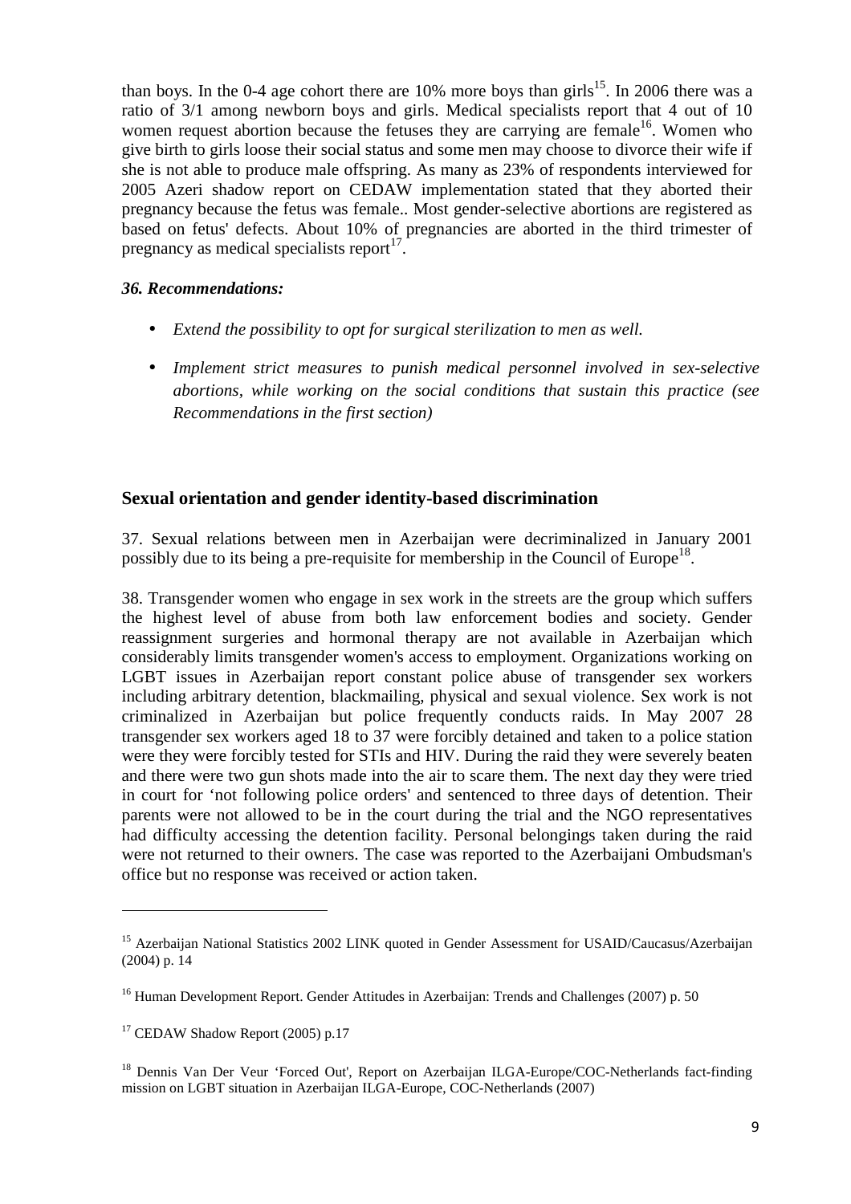than boys. In the 0-4 age cohort there are 10% more boys than girls[15]. In 2006 there was a ratio of 3/1 among newborn boys and girls. Medical specialists report that 4 out of 10 women request abortion because the fetuses they are carrying are female[16]. Women who give birth to girls loose their social status and some men may choose to divorce their wife if she is not able to produce male offspring. As many as 23% of respondents interviewed for 2005 Azeri shadow report on CEDAW implementation stated that they aborted their pregnancy because the fetus was female.. Most gender-selective abortions are registered as based on fetus' defects. About 10% of pregnancies are aborted in the third trimester of pregnancy as medical specialists report[17].

***36. Recommendations:***

- *Extend the possibility to opt for surgical sterilization to men as well.*
- *Implement strict measures to punish medical personnel involved in sex-selective abortions, while working on the social conditions that sustain this practice (see Recommendations in the first section)*

## Sexual orientation and gender identity-based discrimination

37. Sexual relations between men in Azerbaijan were decriminalized in January 2001 possibly due to its being a pre-requisite for membership in the Council of Europe[18].

38. Transgender women who engage in sex work in the streets are the group which suffers the highest level of abuse from both law enforcement bodies and society. Gender reassignment surgeries and hormonal therapy are not available in Azerbaijan which considerably limits transgender women's access to employment. Organizations working on LGBT issues in Azerbaijan report constant police abuse of transgender sex workers including arbitrary detention, blackmailing, physical and sexual violence. Sex work is not criminalized in Azerbaijan but police frequently conducts raids. In May 2007 28 transgender sex workers aged 18 to 37 were forcibly detained and taken to a police station were they were forcibly tested for STIs and HIV. During the raid they were severely beaten and there were two gun shots made into the air to scare them. The next day they were tried in court for 'not following police orders' and sentenced to three days of detention. Their parents were not allowed to be in the court during the trial and the NGO representatives had difficulty accessing the detention facility. Personal belongings taken during the raid were not returned to their owners. The case was reported to the Azerbaijani Ombudsman's office but no response was received or action taken.

---

[15] Azerbaijan National Statistics 2002 LINK quoted in Gender Assessment for USAID/Caucasus/Azerbaijan (2004) p. 14

[16] Human Development Report. Gender Attitudes in Azerbaijan: Trends and Challenges (2007) p. 50

[17] CEDAW Shadow Report (2005) p.17

[18] Dennis Van Der Veur 'Forced Out', Report on Azerbaijan ILGA-Europe/COC-Netherlands fact-finding mission on LGBT situation in Azerbaijan ILGA-Europe, COC-Netherlands (2007)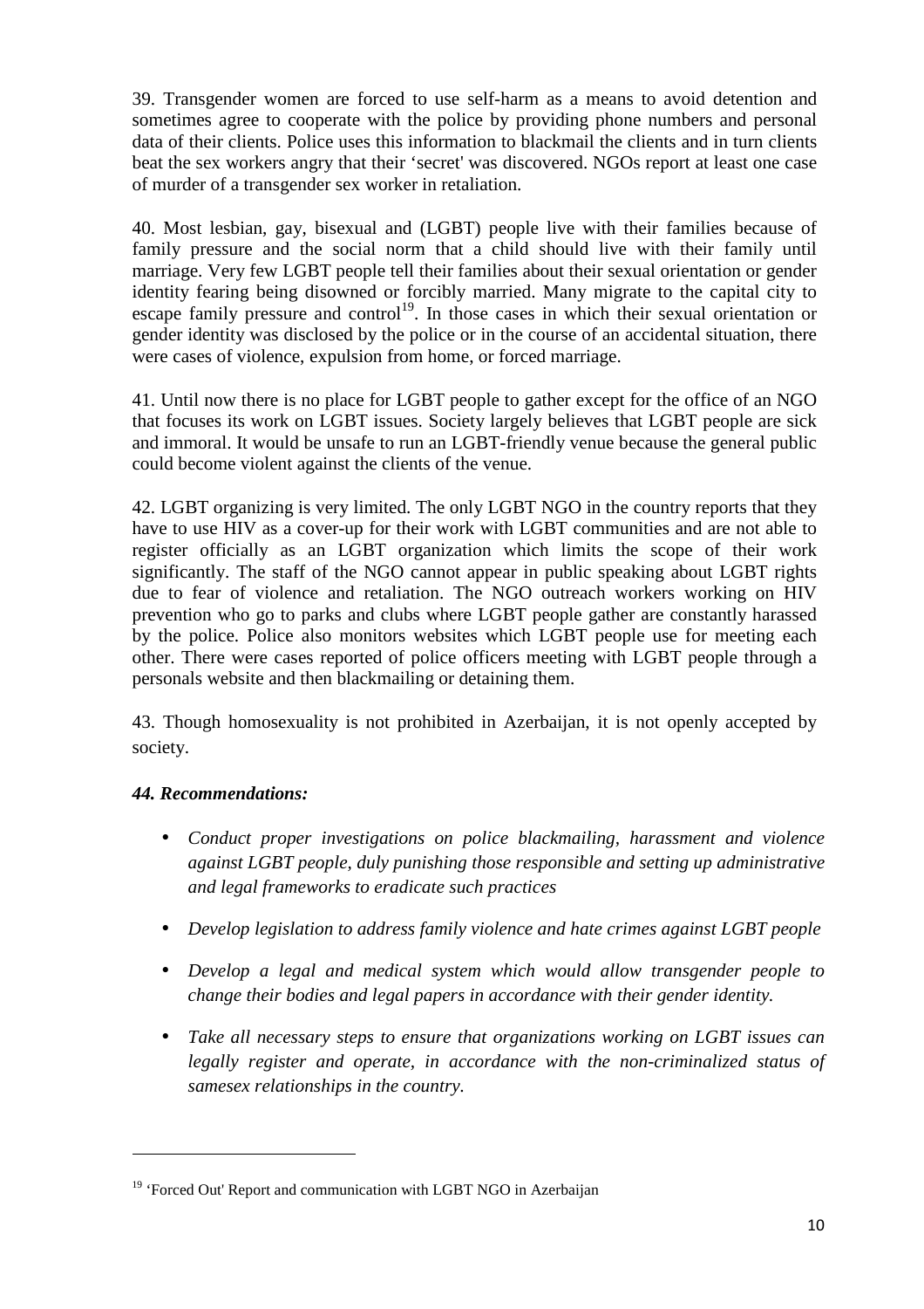39. Transgender women are forced to use self-harm as a means to avoid detention and sometimes agree to cooperate with the police by providing phone numbers and personal data of their clients. Police uses this information to blackmail the clients and in turn clients beat the sex workers angry that their 'secret' was discovered. NGOs report at least one case of murder of a transgender sex worker in retaliation.

40. Most lesbian, gay, bisexual and (LGBT) people live with their families because of family pressure and the social norm that a child should live with their family until marriage. Very few LGBT people tell their families about their sexual orientation or gender identity fearing being disowned or forcibly married. Many migrate to the capital city to escape family pressure and control[19]. In those cases in which their sexual orientation or gender identity was disclosed by the police or in the course of an accidental situation, there were cases of violence, expulsion from home, or forced marriage.

41. Until now there is no place for LGBT people to gather except for the office of an NGO that focuses its work on LGBT issues. Society largely believes that LGBT people are sick and immoral. It would be unsafe to run an LGBT-friendly venue because the general public could become violent against the clients of the venue.

42. LGBT organizing is very limited. The only LGBT NGO in the country reports that they have to use HIV as a cover-up for their work with LGBT communities and are not able to register officially as an LGBT organization which limits the scope of their work significantly. The staff of the NGO cannot appear in public speaking about LGBT rights due to fear of violence and retaliation. The NGO outreach workers working on HIV prevention who go to parks and clubs where LGBT people gather are constantly harassed by the police. Police also monitors websites which LGBT people use for meeting each other. There were cases reported of police officers meeting with LGBT people through a personals website and then blackmailing or detaining them.

43. Though homosexuality is not prohibited in Azerbaijan, it is not openly accepted by society.

***44. Recommendations:***

- *Conduct proper investigations on police blackmailing, harassment and violence against LGBT people, duly punishing those responsible and setting up administrative and legal frameworks to eradicate such practices*
- *Develop legislation to address family violence and hate crimes against LGBT people*
- *Develop a legal and medical system which would allow transgender people to change their bodies and legal papers in accordance with their gender identity.*
- *Take all necessary steps to ensure that organizations working on LGBT issues can legally register and operate, in accordance with the non-criminalized status of samesex relationships in the country.*

---

[19] 'Forced Out' Report and communication with LGBT NGO in Azerbaijan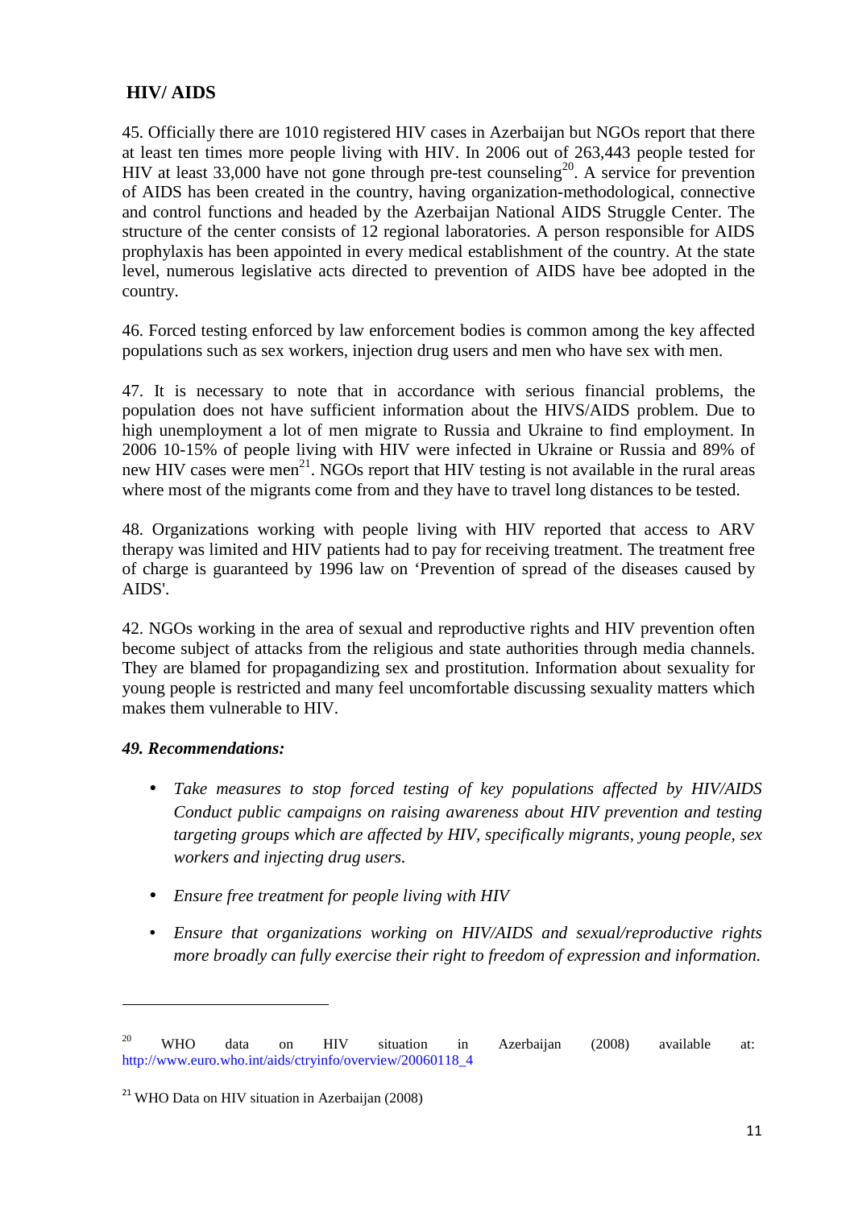## HIV/ AIDS

45. Officially there are 1010 registered HIV cases in Azerbaijan but NGOs report that there at least ten times more people living with HIV. In 2006 out of 263,443 people tested for HIV at least 33,000 have not gone through pre-test counseling[20]. A service for prevention of AIDS has been created in the country, having organization-methodological, connective and control functions and headed by the Azerbaijan National AIDS Struggle Center. The structure of the center consists of 12 regional laboratories. A person responsible for AIDS prophylaxis has been appointed in every medical establishment of the country. At the state level, numerous legislative acts directed to prevention of AIDS have bee adopted in the country.

46. Forced testing enforced by law enforcement bodies is common among the key affected populations such as sex workers, injection drug users and men who have sex with men.

47. It is necessary to note that in accordance with serious financial problems, the population does not have sufficient information about the HIVS/AIDS problem. Due to high unemployment a lot of men migrate to Russia and Ukraine to find employment. In 2006 10-15% of people living with HIV were infected in Ukraine or Russia and 89% of new HIV cases were men[21]. NGOs report that HIV testing is not available in the rural areas where most of the migrants come from and they have to travel long distances to be tested.

48. Organizations working with people living with HIV reported that access to ARV therapy was limited and HIV patients had to pay for receiving treatment. The treatment free of charge is guaranteed by 1996 law on 'Prevention of spread of the diseases caused by AIDS'.

42. NGOs working in the area of sexual and reproductive rights and HIV prevention often become subject of attacks from the religious and state authorities through media channels. They are blamed for propagandizing sex and prostitution. Information about sexuality for young people is restricted and many feel uncomfortable discussing sexuality matters which makes them vulnerable to HIV.

***49. Recommendations:***

- *Take measures to stop forced testing of key populations affected by HIV/AIDS Conduct public campaigns on raising awareness about HIV prevention and testing targeting groups which are affected by HIV, specifically migrants, young people, sex workers and injecting drug users.*
- *Ensure free treatment for people living with HIV*
- *Ensure that organizations working on HIV/AIDS and sexual/reproductive rights more broadly can fully exercise their right to freedom of expression and information.*

---

[20] WHO data on HIV situation in Azerbaijan (2008) available at: http://www.euro.who.int/aids/ctryinfo/overview/20060118_4

[21] WHO Data on HIV situation in Azerbaijan (2008)